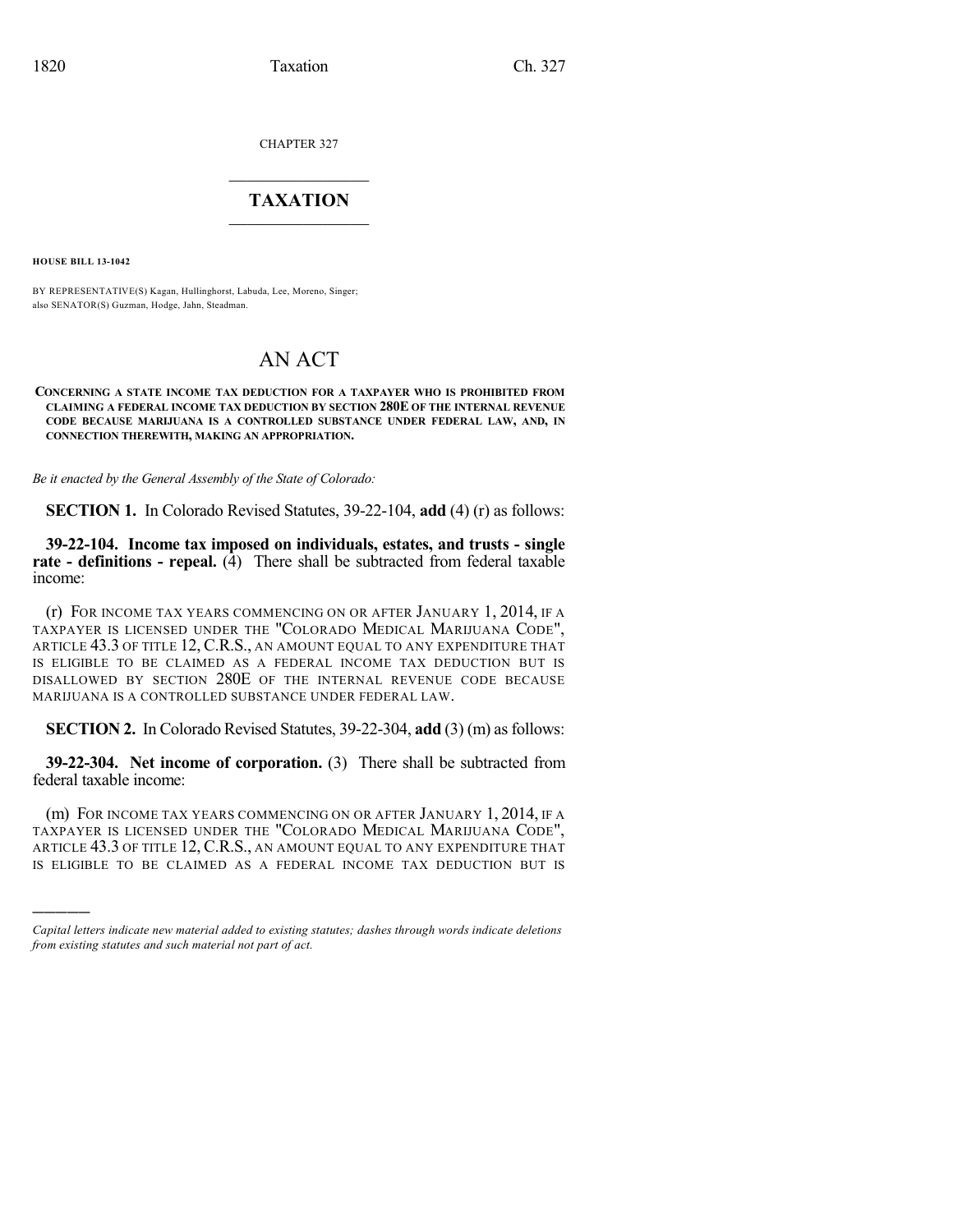CHAPTER 327

# TAXATION

**HOUSE BILL 13-1042**

BY REPRESENTATIVE(S) Kagan, Hullinghorst, Labuda, Lee, Moreno, Singer; also SENATOR(S) Guzman, Hodge, Jahn, Steadman.

# AN ACT

**CONCERNING A STATE INCOME TAX DEDUCTION FOR A TAXPAYER WHO IS PROHIBITED FROM CLAIMING A FEDERAL INCOME TAX DEDUCTION BY SECTION 280E OF THE INTERNAL REVENUE CODE BECAUSE MARIJUANA IS A CONTROLLED SUBSTANCE UNDER FEDERAL LAW, AND, IN CONNECTION THEREWITH, MAKING AN APPROPRIATION.**

*Be it enacted by the General Assembly of the State of Colorado:*

**SECTION 1.** In Colorado Revised Statutes, 39-22-104, **add** (4) (r) as follows:

**39-22-104. Income tax imposed on individuals, estates, and trusts - single rate - definitions - repeal.** (4) There shall be subtracted from federal taxable income:

(r) FOR INCOME TAX YEARS COMMENCING ON OR AFTER JANUARY 1, 2014, IF A TAXPAYER IS LICENSED UNDER THE "COLORADO MEDICAL MARIJUANA CODE", ARTICLE 43.3 OF TITLE 12, C.R.S., AN AMOUNT EQUAL TO ANY EXPENDITURE THAT IS ELIGIBLE TO BE CLAIMED AS A FEDERAL INCOME TAX DEDUCTION BUT IS DISALLOWED BY SECTION 280E OF THE INTERNAL REVENUE CODE BECAUSE MARIJUANA IS A CONTROLLED SUBSTANCE UNDER FEDERAL LAW.

**SECTION 2.** In Colorado Revised Statutes, 39-22-304, **add** (3) (m) as follows:

**39-22-304. Net income of corporation.** (3) There shall be subtracted from federal taxable income:

(m) FOR INCOME TAX YEARS COMMENCING ON OR AFTER JANUARY 1, 2014, IF A TAXPAYER IS LICENSED UNDER THE "COLORADO MEDICAL MARIJUANA CODE", ARTICLE 43.3 OF TITLE 12, C.R.S., AN AMOUNT EQUAL TO ANY EXPENDITURE THAT IS ELIGIBLE TO BE CLAIMED AS A FEDERAL INCOME TAX DEDUCTION BUT IS

---

*Capital letters indicate new material added to existing statutes; dashes through words indicate deletions from existing statutes and such material not part of act.*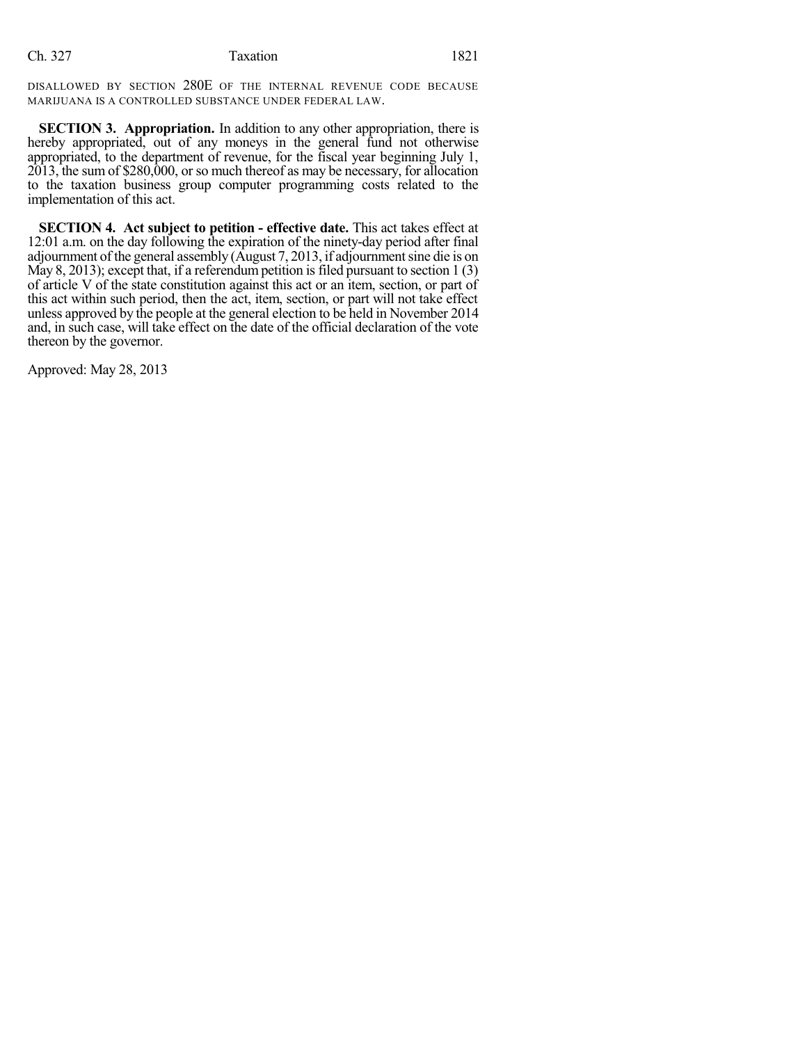DISALLOWED BY SECTION 280E OF THE INTERNAL REVENUE CODE BECAUSE MARIJUANA IS A CONTROLLED SUBSTANCE UNDER FEDERAL LAW.

**SECTION 3. Appropriation.** In addition to any other appropriation, there is hereby appropriated, out of any moneys in the general fund not otherwise appropriated, to the department of revenue, for the fiscal year beginning July 1, 2013, the sum of $280,000, or so much thereof as may be necessary, for allocation to the taxation business group computer programming costs related to the implementation of this act.

**SECTION 4. Act subject to petition - effective date.** This act takes effect at 12:01 a.m. on the day following the expiration of the ninety-day period after final adjournment of the general assembly (August 7, 2013, if adjournment sine die is on May 8, 2013); except that, if a referendum petition is filed pursuant to section 1 (3) of article V of the state constitution against this act or an item, section, or part of this act within such period, then the act, item, section, or part will not take effect unless approved by the people at the general election to be held in November 2014 and, in such case, will take effect on the date of the official declaration of the vote thereon by the governor.

Approved: May 28, 2013